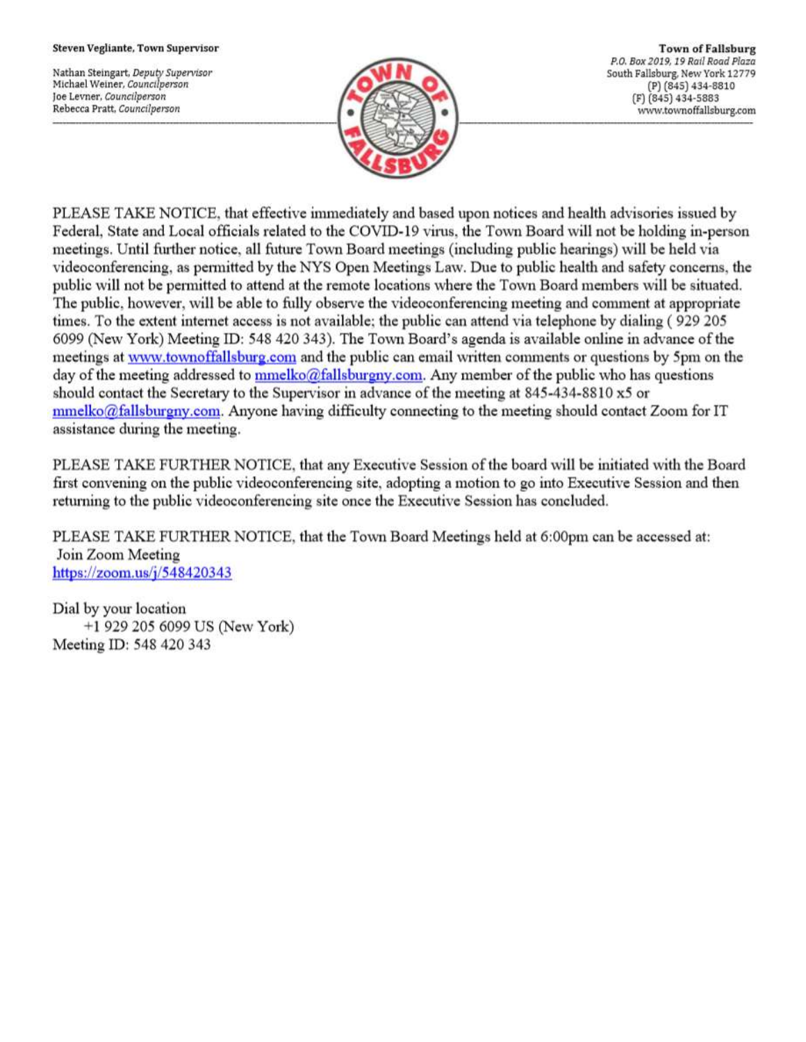**Steven Vegliante, Town Supervisor**

Nathan Steingart, *Deputy Supervisor*
Michael Weiner, *Councilperson*
Joe Levner, *Councilperson*
Rebecca Pratt, *Councilperson*

**Town of Fallsburg**
*P.O. Box 2019, 19 Rail Road Plaza*
South Fallsburg, New York 12779
(P) (845) 434-8810
(F) (845) 434-5883
www.townoffallsburg.com

---

PLEASE TAKE NOTICE, that effective immediately and based upon notices and health advisories issued by Federal, State and Local officials related to the COVID-19 virus, the Town Board will not be holding in-person meetings. Until further notice, all future Town Board meetings (including public hearings) will be held via videoconferencing, as permitted by the NYS Open Meetings Law. Due to public health and safety concerns, the public will not be permitted to attend at the remote locations where the Town Board members will be situated. The public, however, will be able to fully observe the videoconferencing meeting and comment at appropriate times. To the extent internet access is not available; the public can attend via telephone by dialing ( 929 205 6099 (New York) Meeting ID: 548 420 343). The Town Board's agenda is available online in advance of the meetings at [www.townoffallsburg.com](http://www.townoffallsburg.com) and the public can email written comments or questions by 5pm on the day of the meeting addressed to [mmelko@fallsburgny.com](mailto:mmelko@fallsburgny.com). Any member of the public who has questions should contact the Secretary to the Supervisor in advance of the meeting at 845-434-8810 x5 or [mmelko@fallsburgny.com](mailto:mmelko@fallsburgny.com). Anyone having difficulty connecting to the meeting should contact Zoom for IT assistance during the meeting.

PLEASE TAKE FURTHER NOTICE, that any Executive Session of the board will be initiated with the Board first convening on the public videoconferencing site, adopting a motion to go into Executive Session and then returning to the public videoconferencing site once the Executive Session has concluded.

PLEASE TAKE FURTHER NOTICE, that the Town Board Meetings held at 6:00pm can be accessed at:
Join Zoom Meeting
[https://zoom.us/j/548420343](https://zoom.us/j/548420343)

Dial by your location
+1 929 205 6099 US (New York)
Meeting ID: 548 420 343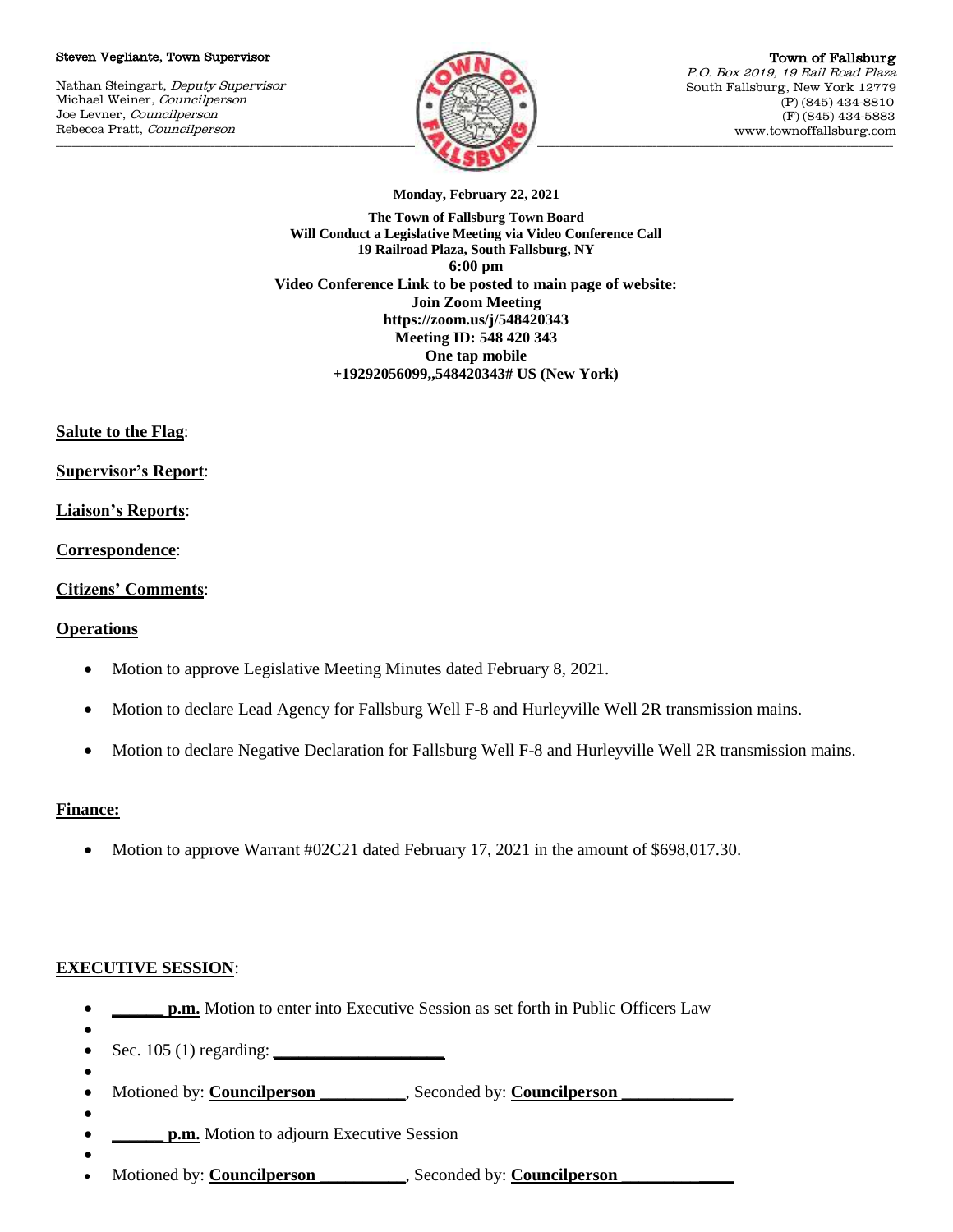Steven Vegliante, Town Supervisor

Nathan Steingart, *Deputy Supervisor*
Michael Weiner, *Councilperson*
Joe Levner, *Councilperson*
Rebecca Pratt, *Councilperson*

Town of Fallsburg
*P.O. Box 2019, 19 Rail Road Plaza*
South Fallsburg, New York 12779
(P) (845) 434-8810
(F) (845) 434-5883
www.townoffallsburg.com

**Monday, February 22, 2021**

**The Town of Fallsburg Town Board**
**Will Conduct a Legislative Meeting via Video Conference Call**
**19 Railroad Plaza, South Fallsburg, NY**
**6:00 pm**
**Video Conference Link to be posted to main page of website:**
**Join Zoom Meeting**
**https://zoom.us/j/548420343**
**Meeting ID: 548 420 343**
**One tap mobile**
**+19292056099,,548420343# US (New York)**

**Salute to the Flag**:

**Supervisor's Report**:

**Liaison's Reports**:

**Correspondence**:

**Citizens' Comments**:

**Operations**

- Motion to approve Legislative Meeting Minutes dated February 8, 2021.
- Motion to declare Lead Agency for Fallsburg Well F-8 and Hurleyville Well 2R transmission mains.
- Motion to declare Negative Declaration for Fallsburg Well F-8 and Hurleyville Well 2R transmission mains.

**Finance:**

- Motion to approve Warrant #02C21 dated February 17, 2021 in the amount of $698,017.30.

**EXECUTIVE SESSION**:

- **______ p.m.** Motion to enter into Executive Session as set forth in Public Officers Law
- Sec. 105 (1) regarding: ____________________
- Motioned by: **Councilperson __________**, Seconded by: **Councilperson _____________**
- **______ p.m.** Motion to adjourn Executive Session
- Motioned by: **Councilperson __________**, Seconded by: **Councilperson _____________**